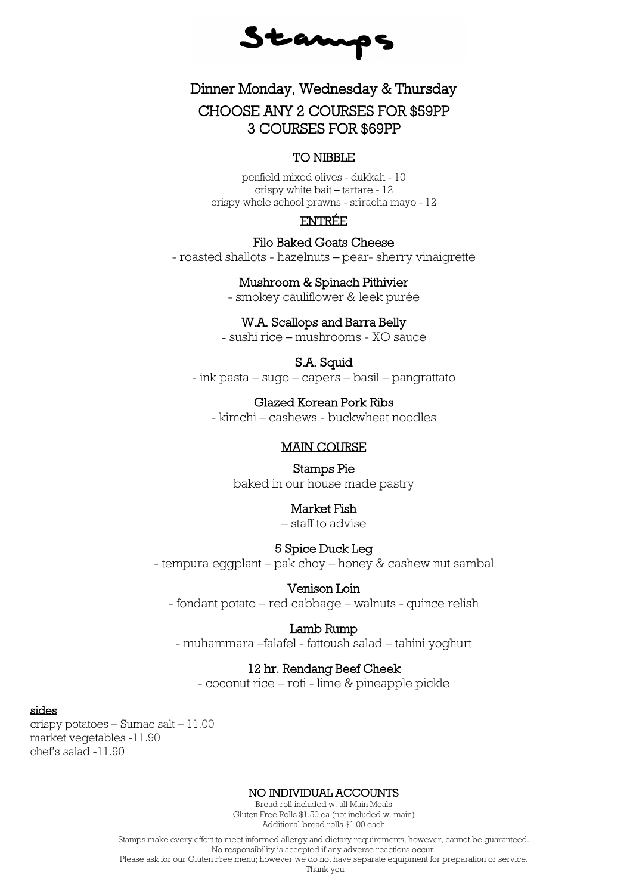# Stamps

## Dinner Monday, Wednesday & Thursday

## CHOOSE ANY 2 COURSES FOR $59PP
## 3 COURSES FOR $69PP

### TO NIBBLE

penfield mixed olives - dukkah - 10
crispy white bait – tartare - 12
crispy whole school prawns - sriracha mayo - 12

### ENTRÉE

**Filo Baked Goats Cheese**
- roasted shallots - hazelnuts – pear- sherry vinaigrette

**Mushroom & Spinach Pithivier**
- smokey cauliflower & leek purée

**W.A. Scallops and Barra Belly**
- sushi rice – mushrooms - XO sauce

**S.A. Squid**
- ink pasta – sugo – capers – basil – pangrattato

**Glazed Korean Pork Ribs**
- kimchi – cashews - buckwheat noodles

### MAIN COURSE

**Stamps Pie**
baked in our house made pastry

**Market Fish**
– staff to advise

**5 Spice Duck Leg**
- tempura eggplant – pak choy – honey & cashew nut sambal

**Venison Loin**
- fondant potato – red cabbage – walnuts - quince relish

**Lamb Rump**
- muhammara –falafel - fattoush salad – tahini yoghurt

**12 hr. Rendang Beef Cheek**
- coconut rice – roti - lime & pineapple pickle

### sides

crispy potatoes – Sumac salt – 11.00
market vegetables -11.90
chef's salad -11.90

### NO INDIVIDUAL ACCOUNTS

Bread roll included w. all Main Meals
Gluten Free Rolls $1.50 ea (not included w. main)
Additional bread rolls $1.00 each

Stamps make every effort to meet informed allergy and dietary requirements, however, cannot be guaranteed.
No responsibility is accepted if any adverse reactions occur.
Please ask for our Gluten Free menu; however we do not have separate equipment for preparation or service.
Thank you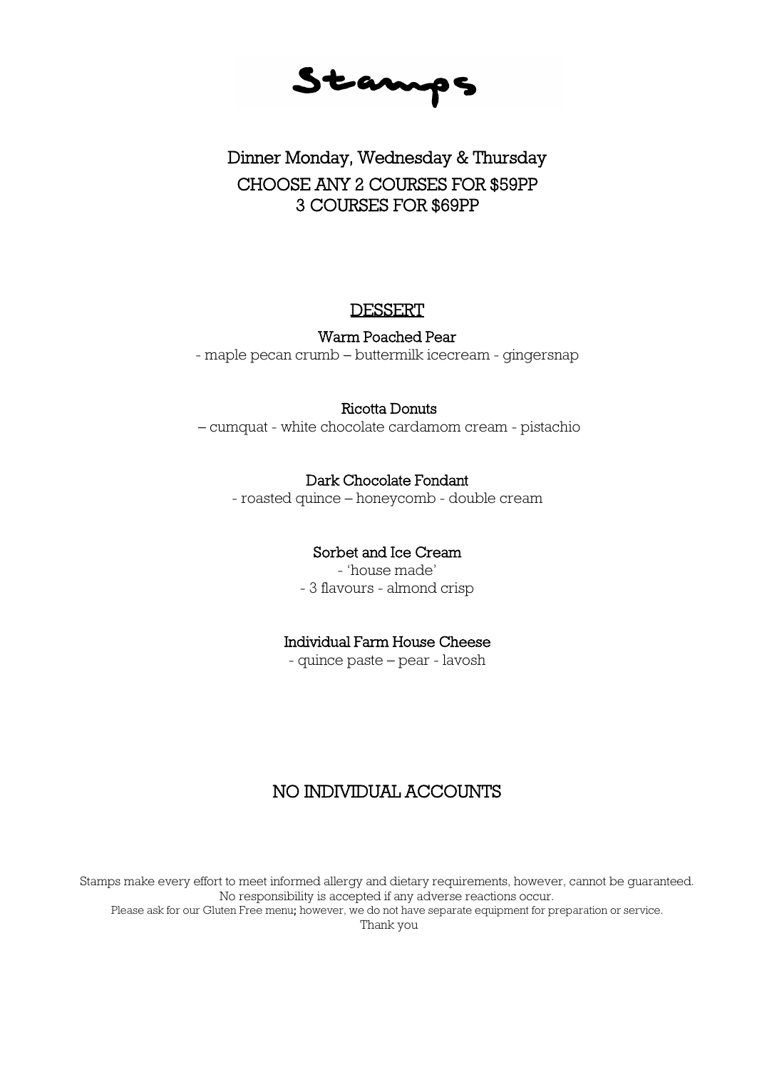# Stamps

## Dinner Monday, Wednesday & Thursday

CHOOSE ANY 2 COURSES FOR $59PP
3 COURSES FOR $69PP

## DESSERT

**Warm Poached Pear**
- maple pecan crumb – buttermilk icecream - gingersnap

**Ricotta Donuts**
– cumquat - white chocolate cardamom cream - pistachio

**Dark Chocolate Fondant**
- roasted quince – honeycomb - double cream

**Sorbet and Ice Cream**
- 'house made'
- 3 flavours - almond crisp

**Individual Farm House Cheese**
- quince paste – pear - lavosh

## NO INDIVIDUAL ACCOUNTS

Stamps make every effort to meet informed allergy and dietary requirements, however, cannot be guaranteed.
No responsibility is accepted if any adverse reactions occur.
Please ask for our Gluten Free menu; however, we do not have separate equipment for preparation or service.
Thank you